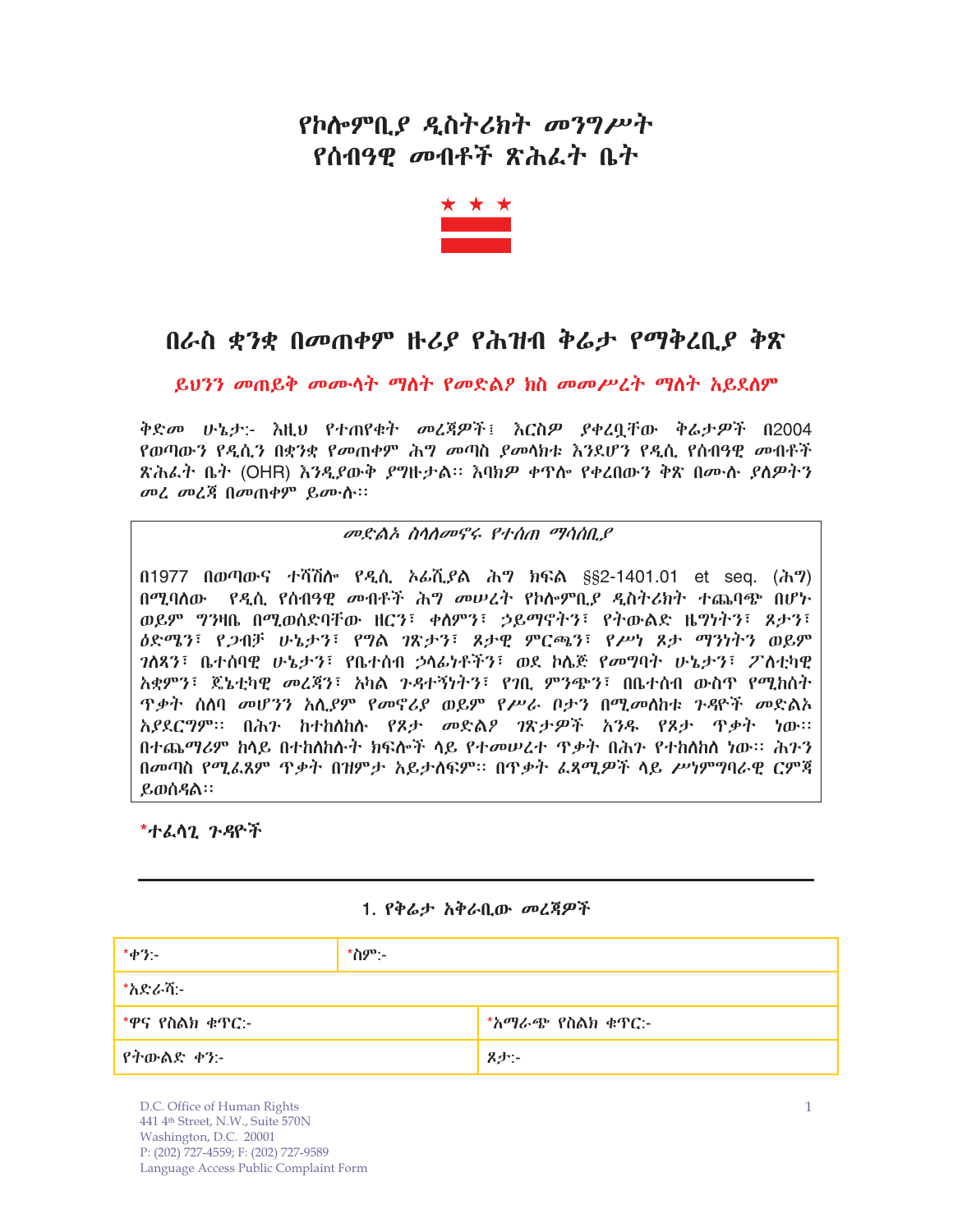# የኮሎምቢያ ዲስትሪክት መንግሥት
# የሰብዓዊ መብቶች ጽሕፈት ቤት

## በራስ ቋንቋ በመጠቀም ዙሪያ የሕዝብ ቅሬታ የማቅረቢያ ቅጽ

*ይህንን መጠይቅ መሙላት ማለት የመድልዎ ክስ መመሥረት ማለት አይደለም*

*ቅድመ ሁኔታ፦* እዚህ የተጠየቁት መረጃዎች፣ እርስዎ ያቀረቧቸው ቅሬታዎች በ2004 የወጣውን የዲሲን በቋንቋ የመጠቀም ሕግ መጣስ ያመላክቱ እንደሆን የዲሲ የሰብዓዊ መብቶች ጽሕፈት ቤት (OHR) እንዲያውቅ ያግዙታል። እባክዎ ቀጥሎ የቀረበውን ቅጽ በሙሉ ያለዎትን መረ መረጃ በመጠቀም ይሙሉ።

> *መድልኦ ስላለመኖሩ የተሰጠ ማሳሰቢያ*
>
> በ1977 በወጣውና ተሻሽሎ የዲሲ ኦፊሺያል ሕግ ክፍል §§2-1401.01 et seq. (ሕግ) በሚባለው የዲሲ የሰብዓዊ መብቶች ሕግ መሠረት የኮሎምቢያ ዲስትሪክት ተጨባጭ በሆኑ ወይም ግንዛቤ በሚወሰድባቸው ዘርን፣ ቀለምን፣ ኃይማኖትን፣ የትውልድ ዜግነትን፣ ጾታን፣ ዕድሜን፣ የጋብቻ ሁኔታን፣ የግል ገጽታን፣ ጾታዊ ምርጫን፣ የሥነ ጾታ ማንነትን ወይም ገለጻን፣ ቤተሰባዊ ሁኔታን፣ የቤተሰብ ኃላፊነቶችን፣ ወደ ኮሌጅ የመግባት ሁኔታን፣ ፖለቲካዊ አቋምን፣ ጄኔቲካዊ መረጃን፣ አካል ጉዳተኝነትን፣ የገቢ ምንጭን፣ በቤተሰብ ውስጥ የሚከሰት ጥቃት ሰለባ መሆንን አሊያም የመኖሪያ ወይም የሥራ ቦታን በሚመለከቱ ጉዳዮች መድልኦ አያደርግም። በሕጉ ከተከለከሉ የጾታ መድልዖ ገጽታዎች አንዱ የጾታ ጥቃት ነው። በተጨማሪም ከላይ በተከለከሉት ክፍሎች ላይ የተመሠረተ ጥቃት በሕጉ የተከለከለ ነው። ሕጉን በመጣስ የሚፈጸም ጥቃት በዝምታ አይታለፍም። በጥቃት ፈጻሚዎች ላይ ሥነምግባራዊ ርምጃ ይወሰዳል።

***ተፈላጊ ጉዳዮች**

---

### 1. የቅሬታ አቅራቢው መረጃዎች

| *ቀን፦ | *ስም፦ | |
|---|---|---|
| *አድራሻ፦ | | |
| *ዋና የስልክ ቁጥር፦ | | *አማራጭ የስልክ ቁጥር፦ |
| የትውልድ ቀን፦ | | ጾታ፦ |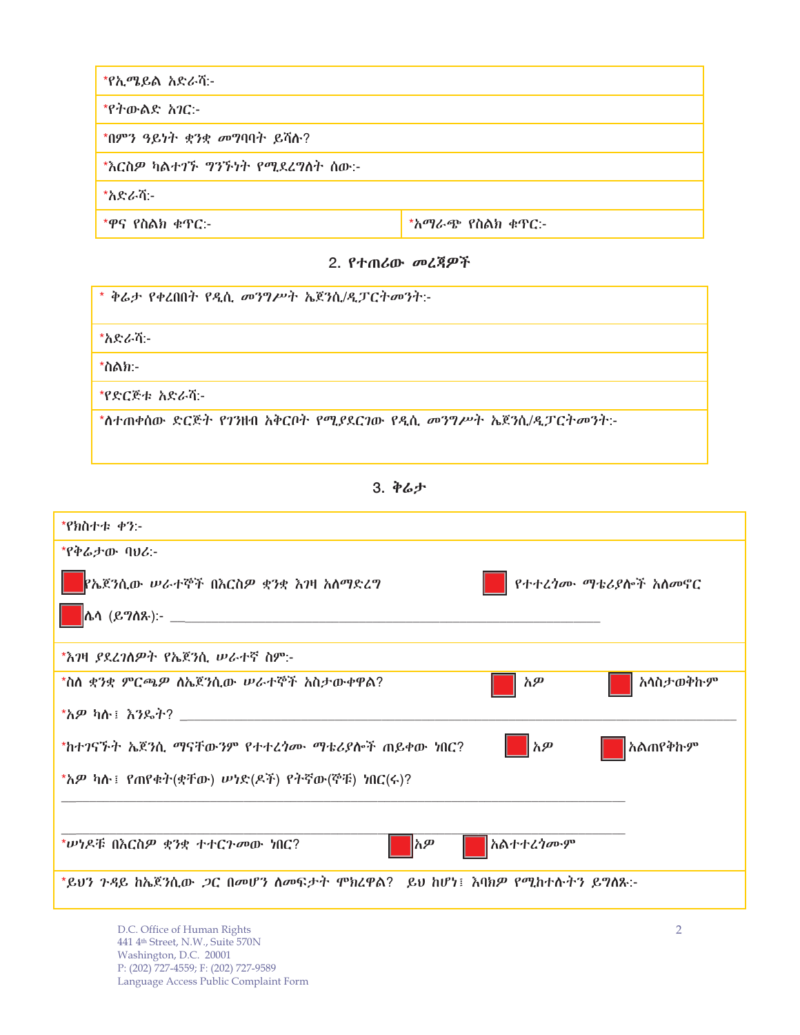| *የኢሜይል አድራሻ:- | |
|---|---|
| *የትውልድ አገር:- | |
| *በምን ዓይነት ቋንቋ መግባባት ይሻሉ? | |
| *እርስዎ ካልተገኙ ግንኙነት የሚደረግለት ሰው:- | |
| *አድራሻ:- | |
| *ዋና የስልክ ቁጥር:- | *አማራጭ የስልክ ቁጥር:- |

## 2. የተጠሪው መረጃዎች

| * ቅሬታ የቀረበበት የዲሲ መንግሥት ኤጀንሲ/ዲፓርትመንት:- |
|---|
| *አድራሻ:- |
| *ስልክ:- |
| *የድርጅቱ አድራሻ:- |
| *ለተጠቀሰው ድርጅት የገንዘብ አቅርቦት የሚያደርገው የዲሲ መንግሥት ኤጀንሲ/ዲፓርትመንት:- |

## 3. ቅሬታ

*የክስተቱ ቀን:-

*የቅሬታው ባህሪ:-

☐ የኤጀንሲው ሠራተኞች በእርስዎ ቋንቋ እገዛ አለማድረግ ☐ የተተረጎሙ ማቴሪያሎች አለመኖር

☐ ሌላ (ይግለጹ):- ___________________________________________

*እገዛ ያደረገለዎት የኤጀንሲ ሠራተኛ ስም:-

*ስለ ቋንቋ ምርጫዎ ለኤጀንሲው ሠራተኞች አስታውቀዋል? ☐ አዎ ☐ አላስታወቅኩም

*አዎ ካሉ፤ እንዴት? ___________________________________________

*ከተገናኙት ኤጀንሲ ማናቸውንም የተተረጎሙ ማቴሪያሎች ጠይቀው ነበር? ☐ አዎ ☐ አልጠየቅኩም

*አዎ ካሉ፤ የጠየቁት(ቋቸው) ሠነድ(ዶች) የትኛው(ኞቹ) ነበር(ሩ)?

___________________________________________

___________________________________________

*ሠነዶቹ በእርስዎ ቋንቋ ተተርጉመው ነበር? ☐ አዎ ☐ አልተተረጎሙም

*ይህን ጉዳይ ከኤጀንሲው ጋር በመሆን ለመፍታት ሞክረዋል? ይህ ከሆነ፤ እባክዎ የሚከተሉትን ይግለጹ:-

D.C. Office of Human Rights
441 4th Street, N.W., Suite 570N
Washington, D.C. 20001
P: (202) 727-4559; F: (202) 727-9589
Language Access Public Complaint Form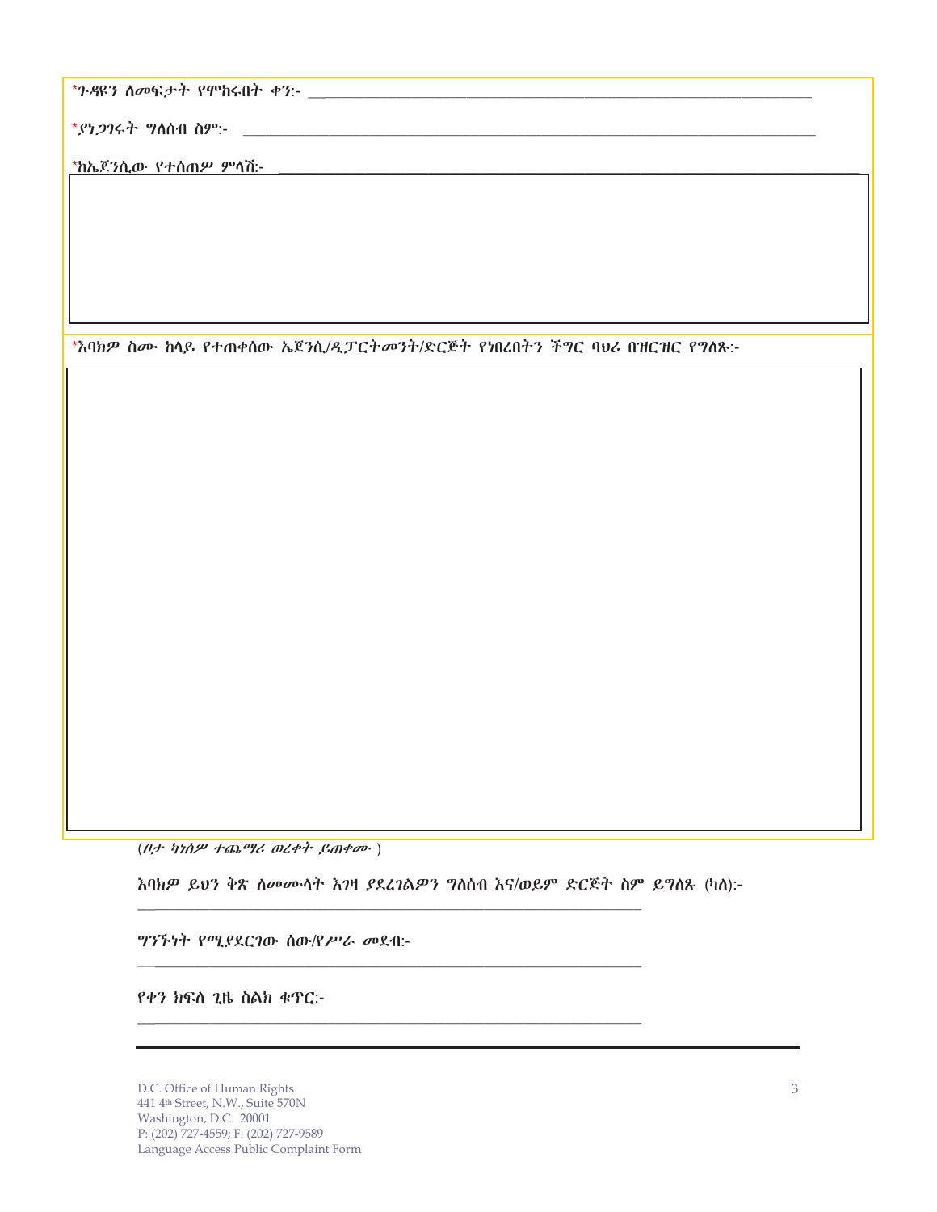*ጉዳዩን ለመፍታት የሞከሩበት ቀን:- ___________________________________________

*ያነጋገሩት ግለሰብ ስም:- ___________________________________________

*ከኤጀንሲው የተሰጠዎ ምላሽ:- ___________________________________________

*እባክዎ ስሙ ከላይ የተጠቀሰው ኤጀንሲ/ዲፓርትመንት/ድርጅት የነበረበትን ችግር ባህሪ በዝርዝር የግለጹ:-

*(ቦታ ካነሰዎ ተጨማሪ ወረቀት ይጠቀሙ )*

እባክዎ ይህን ቅጽ ለመሙላት እገዛ ያደረገልዎን ግለሰብ እና/ወይም ድርጅት ስም ይግለጹ (ካለ):-

___________________________________________

ግንኙነት የሚያደርገው ሰው/የሥራ መደብ:-

___________________________________________

የቀን ክፍለ ጊዜ ስልክ ቁጥር:-

___________________________________________

D.C. Office of Human Rights
441 4th Street, N.W., Suite 570N
Washington, D.C. 20001
P: (202) 727-4559; F: (202) 727-9589
Language Access Public Complaint Form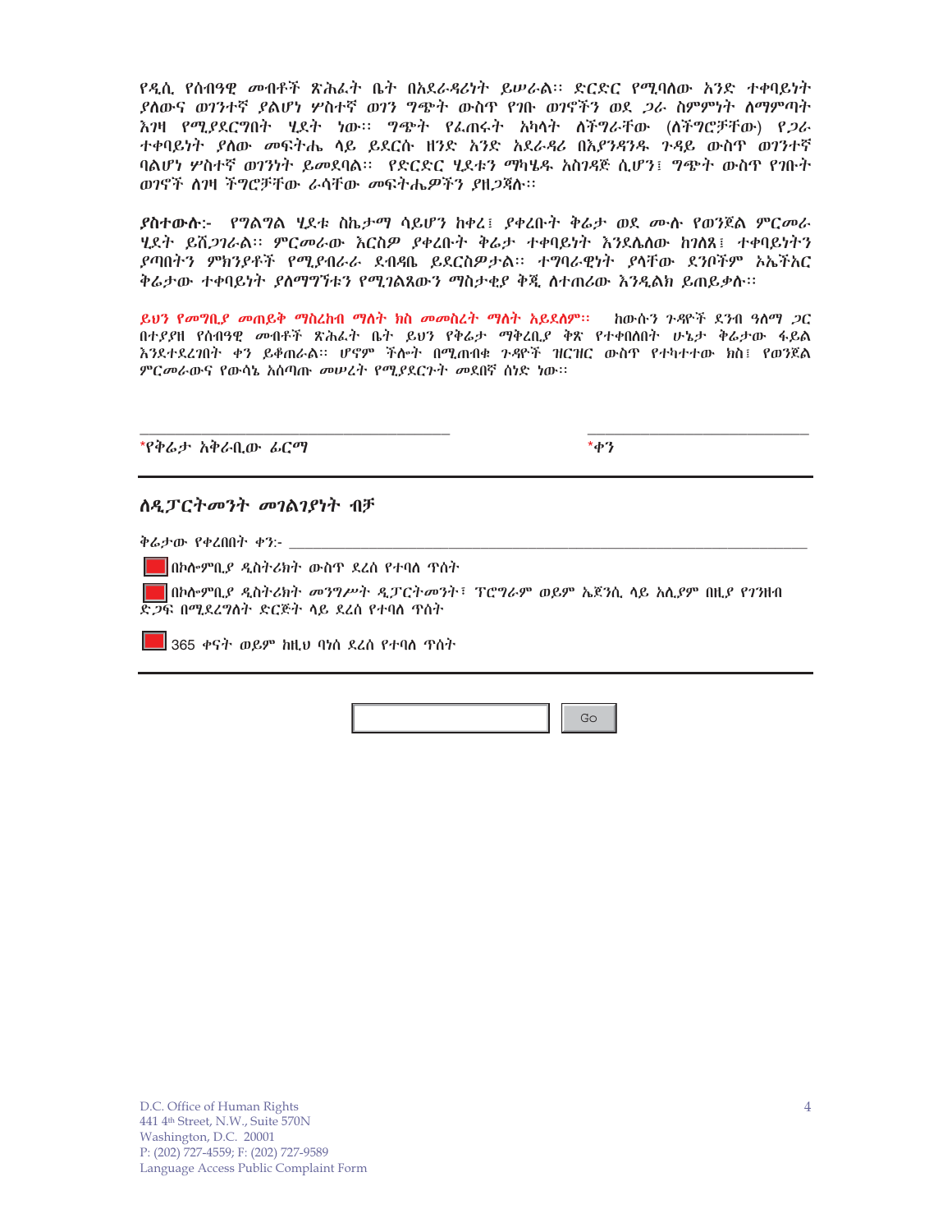የዲሲ የሰብዓዊ መብቶች ጽሕፈት ቤት በአደራዳሪነት ይሠራል። ድርድር የሚባለው አንድ ተቀባይነት ያለውና ወገንተኛ ያልሆነ ሦስተኛ ወገን ግጭት ውስጥ የገቡ ወገኖችን ወደ ጋራ ስምምነት ለማምጣት እገዛ የሚያደርግበት ሂደት ነው። ግጭት የፈጠሩት አካላት ለችግራቸው (ለችግሮቻቸው) የጋራ ተቀባይነት ያለው መፍትሔ ላይ ይደርሱ ዘንድ አንድ አደራዳሪ በእያንዳንዱ ጉዳይ ውስጥ ወገንተኛ ባልሆነ ሦስተኛ ወገንነት ይመደባል። የድርድር ሂደቱን ማካሄዱ አስገዳጅ ሲሆን፤ ግጭት ውስጥ የገቡት ወገኖች ለገዛ ችግሮቻቸው ራሳቸው መፍትሔዎችን ያዘጋጃሉ።

*ያስተውሉ:-* የግልግል ሂደቱ ስኬታማ ሳይሆን ከቀረ፤ ያቀረቡት ቅሬታ ወደ ሙሉ የወንጀል ምርመራ ሂደት ይሸጋገራል። ምርመራው እርስዎ ያቀረቡት ቅሬታ ተቀባይነት እንደሌለው ከገለጸ፤ ተቀባይነትን ያጣበትን ምክንያቶች የሚያብራራ ደብዳቤ ይደርስዎታል። ተግባራዊነት ያላቸው ደንቦችም አኤችአር ቅሬታው ተቀባይነት ያለማግኘቱን የሚገልጸውን ማስታቂያ ቅጂ ለተጠሪው እንዲልክ ይጠይቃሉ።

***ይህን የመግቢያ መጠይቅ ማስረከብ ማለት ክስ መመስረት ማለት አይደለም።*** ከውሱን ጉዳዮች ደንብ ዓለማ ጋር በተያያዘ የሰብዓዊ መብቶች ጽሕፈት ቤት ይህን የቅሬታ ማቅረቢያ ቅጽ የተቀበለበት ሁኔታ ቅሬታው ፋይል እንደተደረገበት ቀን ይቆጠራል። ሆኖም ችሎት በሚጠብቁ ጉዳዮች ዝርዝር ውስጥ የተካተተው ክስ፤ የወንጀል ምርመራውና የውሳኔ አሰጣጡ መሠረት የሚያደርጉት መደበኛ ሰነድ ነው።

\_\_\_\_\_\_\_\_\_\_\_\_\_\_\_\_\_\_\_\_\_\_\_\_\_\_\_\_\_\_\_\_ \_\_\_\_\_\_\_\_\_\_\_\_\_\_\_\_\_\_\_\_\_\_\_\_

*የቅሬታ አቅራቢው ፊርማ *ቀን

## ለዲፓርትመንት መገልገያነት ብቻ

ቅሬታው የቀረበበት ቀን:- \_\_\_\_\_\_\_\_\_\_\_\_\_\_\_\_\_\_\_\_\_\_\_\_\_\_\_\_\_\_\_\_\_\_\_\_\_\_\_\_\_\_\_\_

☐ በኮሎምቢያ ዲስትሪክት ውስጥ ደረሰ የተባለ ጥሰት

☐ በኮሎምቢያ ዲስትሪክት መንግሥት ዲፓርትመንት፣ ፕሮግራም ወይም ኤጀንሲ ላይ አሊያም በዚያ የገንዘብ ድጋፍ በሚደረግለት ድርጅት ላይ ደረሰ የተባለ ጥሰት

☐ 365 ቀናት ወይም ከዚህ ባነሰ ደረሰ የተባለ ጥሰት

[ ] Go